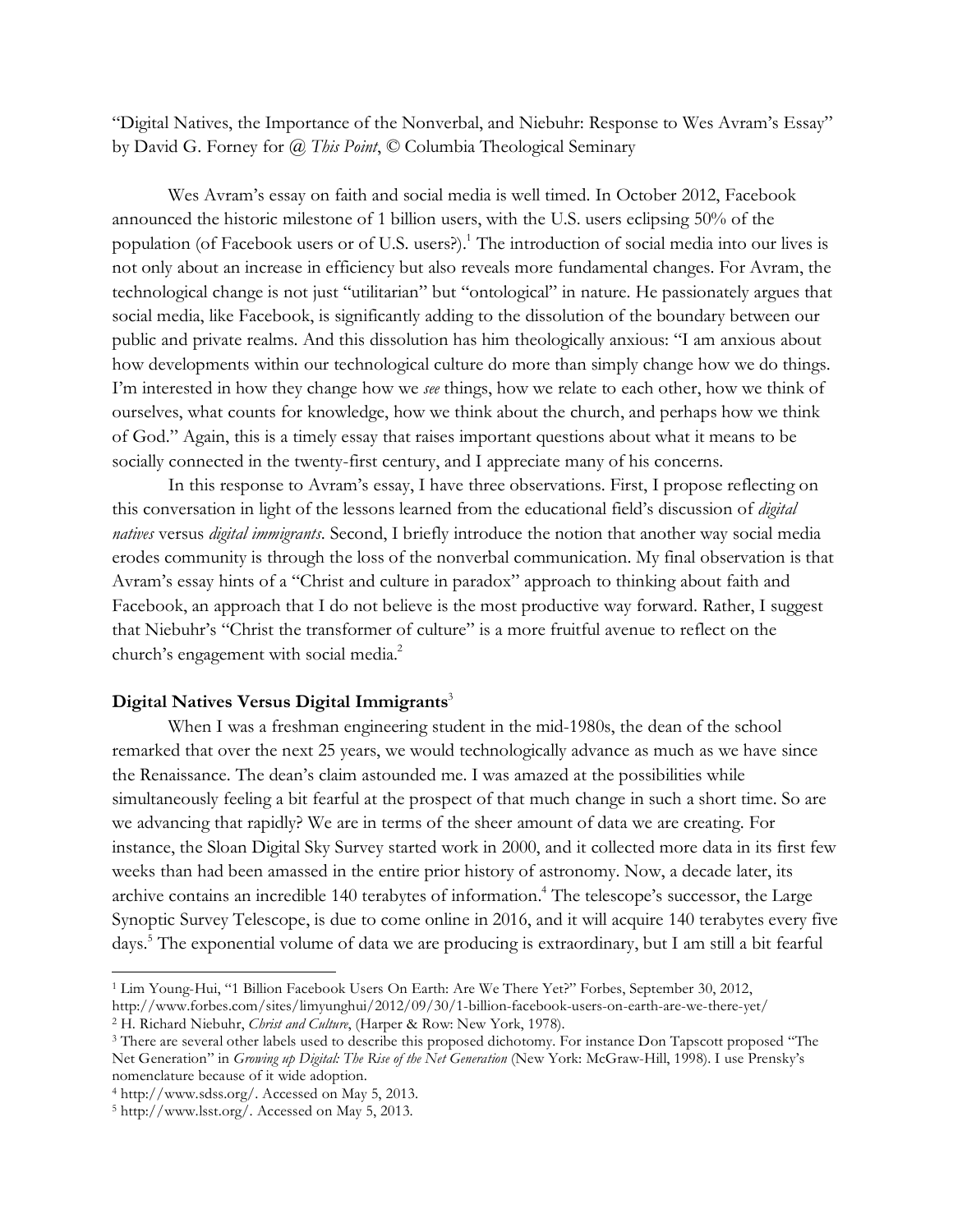"Digital Natives, the Importance of the Nonverbal, and Niebuhr: Response to Wes Avram's Essay" by David G. Forney for @ *This Point*, © Columbia Theological Seminary

Wes Avram's essay on faith and social media is well timed. In October 2012, Facebook announced the historic milestone of 1 billion users, with the U.S. users eclipsing 50% of the population (of Facebook users or of U.S. users?).[1] The introduction of social media into our lives is not only about an increase in efficiency but also reveals more fundamental changes. For Avram, the technological change is not just "utilitarian" but "ontological" in nature. He passionately argues that social media, like Facebook, is significantly adding to the dissolution of the boundary between our public and private realms. And this dissolution has him theologically anxious: "I am anxious about how developments within our technological culture do more than simply change how we do things. I'm interested in how they change how we *see* things, how we relate to each other, how we think of ourselves, what counts for knowledge, how we think about the church, and perhaps how we think of God." Again, this is a timely essay that raises important questions about what it means to be socially connected in the twenty-first century, and I appreciate many of his concerns.

In this response to Avram's essay, I have three observations. First, I propose reflecting on this conversation in light of the lessons learned from the educational field's discussion of *digital natives* versus *digital immigrants*. Second, I briefly introduce the notion that another way social media erodes community is through the loss of the nonverbal communication. My final observation is that Avram's essay hints of a "Christ and culture in paradox" approach to thinking about faith and Facebook, an approach that I do not believe is the most productive way forward. Rather, I suggest that Niebuhr's "Christ the transformer of culture" is a more fruitful avenue to reflect on the church's engagement with social media.[2]

**Digital Natives Versus Digital Immigrants**[3]

When I was a freshman engineering student in the mid-1980s, the dean of the school remarked that over the next 25 years, we would technologically advance as much as we have since the Renaissance. The dean's claim astounded me. I was amazed at the possibilities while simultaneously feeling a bit fearful at the prospect of that much change in such a short time. So are we advancing that rapidly? We are in terms of the sheer amount of data we are creating. For instance, the Sloan Digital Sky Survey started work in 2000, and it collected more data in its first few weeks than had been amassed in the entire prior history of astronomy. Now, a decade later, its archive contains an incredible 140 terabytes of information.[4] The telescope's successor, the Large Synoptic Survey Telescope, is due to come online in 2016, and it will acquire 140 terabytes every five days.[5] The exponential volume of data we are producing is extraordinary, but I am still a bit fearful

---

[1] Lim Young-Hui, "1 Billion Facebook Users On Earth: Are We There Yet?" Forbes, September 30, 2012, http://www.forbes.com/sites/limyunghui/2012/09/30/1-billion-facebook-users-on-earth-are-we-there-yet/

[2] H. Richard Niebuhr, *Christ and Culture*, (Harper & Row: New York, 1978).

[3] There are several other labels used to describe this proposed dichotomy. For instance Don Tapscott proposed "The Net Generation" in *Growing up Digital: The Rise of the Net Generation* (New York: McGraw-Hill, 1998). I use Prensky's nomenclature because of it wide adoption.

[4] http://www.sdss.org/. Accessed on May 5, 2013.

[5] http://www.lsst.org/. Accessed on May 5, 2013.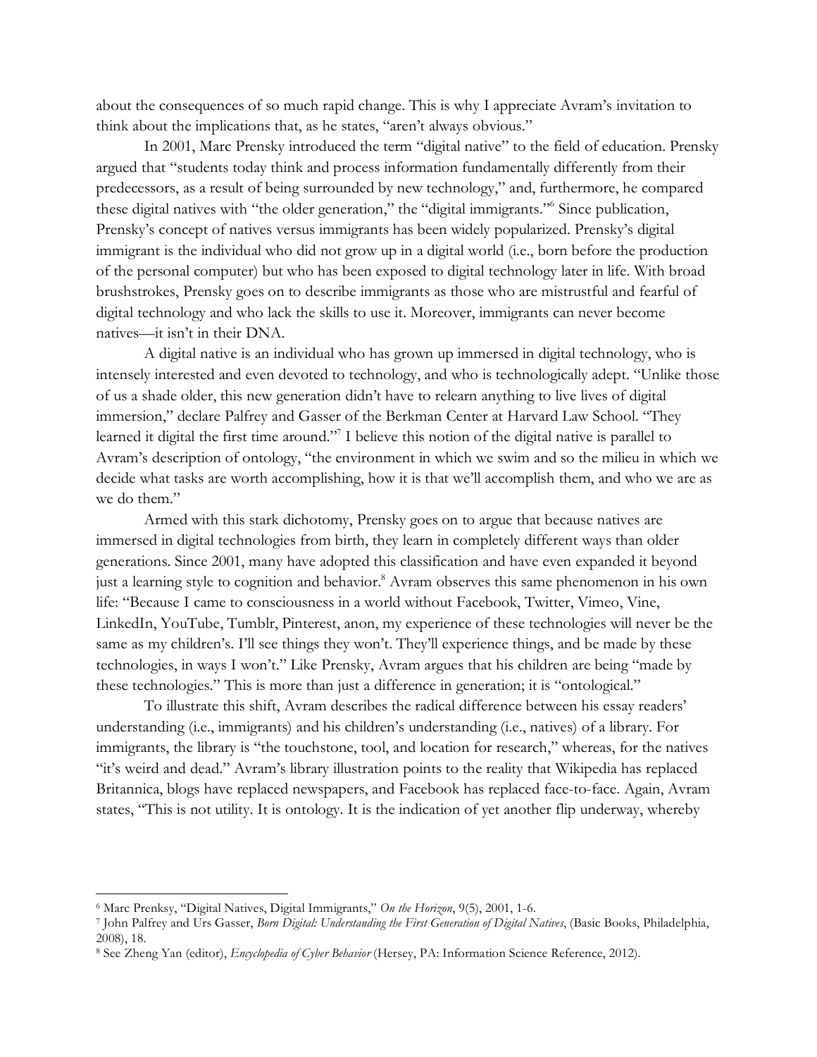about the consequences of so much rapid change. This is why I appreciate Avram's invitation to think about the implications that, as he states, "aren't always obvious."

In 2001, Marc Prensky introduced the term "digital native" to the field of education. Prensky argued that "students today think and process information fundamentally differently from their predecessors, as a result of being surrounded by new technology," and, furthermore, he compared these digital natives with "the older generation," the "digital immigrants."[6] Since publication, Prensky's concept of natives versus immigrants has been widely popularized. Prensky's digital immigrant is the individual who did not grow up in a digital world (i.e., born before the production of the personal computer) but who has been exposed to digital technology later in life. With broad brushstrokes, Prensky goes on to describe immigrants as those who are mistrustful and fearful of digital technology and who lack the skills to use it. Moreover, immigrants can never become natives—it isn't in their DNA.

A digital native is an individual who has grown up immersed in digital technology, who is intensely interested and even devoted to technology, and who is technologically adept. "Unlike those of us a shade older, this new generation didn't have to relearn anything to live lives of digital immersion," declare Palfrey and Gasser of the Berkman Center at Harvard Law School. "They learned it digital the first time around."[7] I believe this notion of the digital native is parallel to Avram's description of ontology, "the environment in which we swim and so the milieu in which we decide what tasks are worth accomplishing, how it is that we'll accomplish them, and who we are as we do them."

Armed with this stark dichotomy, Prensky goes on to argue that because natives are immersed in digital technologies from birth, they learn in completely different ways than older generations. Since 2001, many have adopted this classification and have even expanded it beyond just a learning style to cognition and behavior.[8] Avram observes this same phenomenon in his own life: "Because I came to consciousness in a world without Facebook, Twitter, Vimeo, Vine, LinkedIn, YouTube, Tumblr, Pinterest, anon, my experience of these technologies will never be the same as my children's. I'll see things they won't. They'll experience things, and be made by these technologies, in ways I won't." Like Prensky, Avram argues that his children are being "made by these technologies." This is more than just a difference in generation; it is "ontological."

To illustrate this shift, Avram describes the radical difference between his essay readers' understanding (i.e., immigrants) and his children's understanding (i.e., natives) of a library. For immigrants, the library is "the touchstone, tool, and location for research," whereas, for the natives "it's weird and dead." Avram's library illustration points to the reality that Wikipedia has replaced Britannica, blogs have replaced newspapers, and Facebook has replaced face-to-face. Again, Avram states, "This is not utility. It is ontology. It is the indication of yet another flip underway, whereby

---

[6] Marc Prenksy, "Digital Natives, Digital Immigrants," *On the Horizon*, 9(5), 2001, 1-6.

[7] John Palfrey and Urs Gasser, *Born Digital: Understanding the First Generation of Digital Natives*, (Basic Books, Philadelphia, 2008), 18.

[8] See Zheng Yan (editor), *Encyclopedia of Cyber Behavior* (Hersey, PA: Information Science Reference, 2012).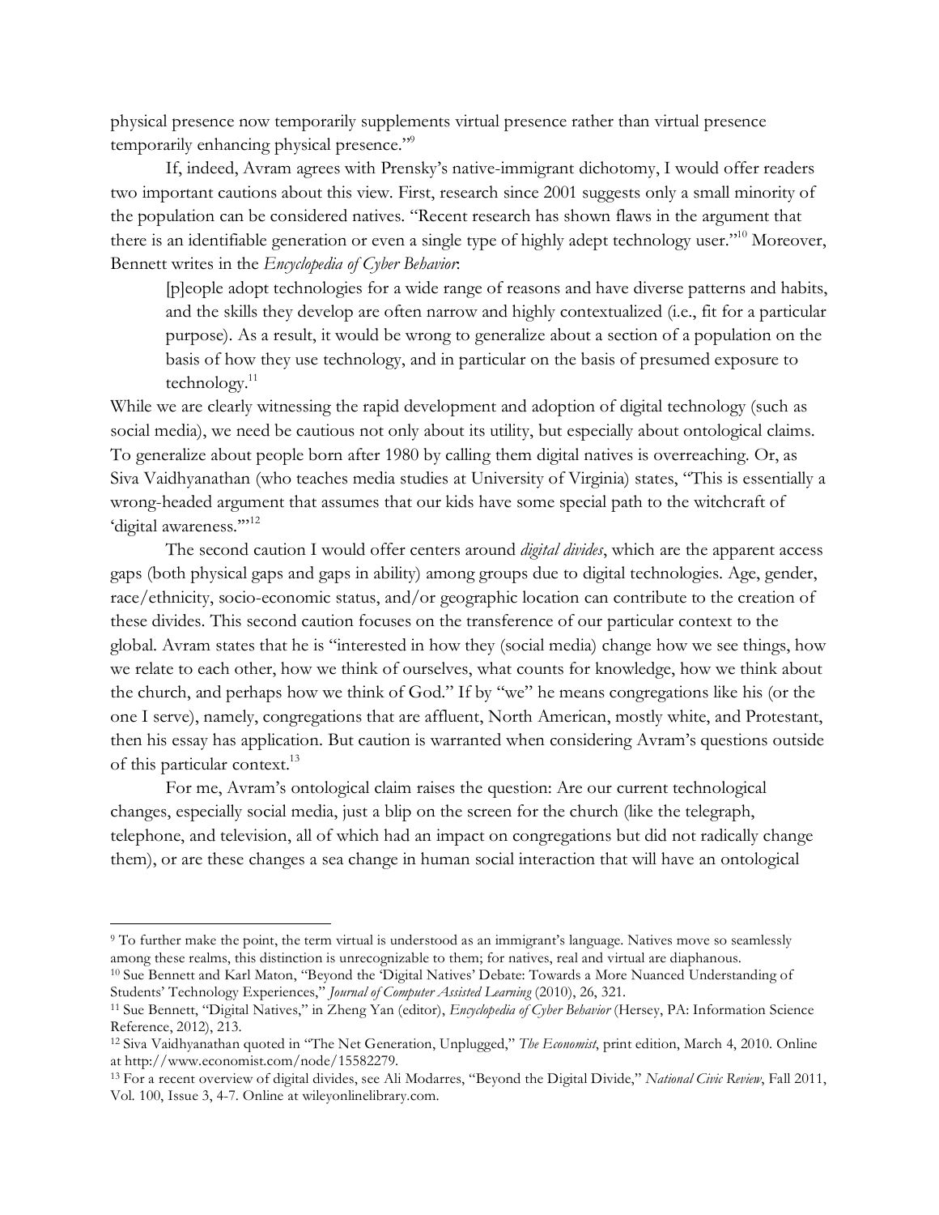physical presence now temporarily supplements virtual presence rather than virtual presence temporarily enhancing physical presence."[9]

If, indeed, Avram agrees with Prensky's native-immigrant dichotomy, I would offer readers two important cautions about this view. First, research since 2001 suggests only a small minority of the population can be considered natives. "Recent research has shown flaws in the argument that there is an identifiable generation or even a single type of highly adept technology user."[10] Moreover, Bennett writes in the *Encyclopedia of Cyber Behavior*:

> [p]eople adopt technologies for a wide range of reasons and have diverse patterns and habits, and the skills they develop are often narrow and highly contextualized (i.e., fit for a particular purpose). As a result, it would be wrong to generalize about a section of a population on the basis of how they use technology, and in particular on the basis of presumed exposure to technology.[11]

While we are clearly witnessing the rapid development and adoption of digital technology (such as social media), we need be cautious not only about its utility, but especially about ontological claims. To generalize about people born after 1980 by calling them digital natives is overreaching. Or, as Siva Vaidhyanathan (who teaches media studies at University of Virginia) states, "This is essentially a wrong-headed argument that assumes that our kids have some special path to the witchcraft of 'digital awareness.'"[12]

The second caution I would offer centers around *digital divides*, which are the apparent access gaps (both physical gaps and gaps in ability) among groups due to digital technologies. Age, gender, race/ethnicity, socio-economic status, and/or geographic location can contribute to the creation of these divides. This second caution focuses on the transference of our particular context to the global. Avram states that he is "interested in how they (social media) change how we see things, how we relate to each other, how we think of ourselves, what counts for knowledge, how we think about the church, and perhaps how we think of God." If by "we" he means congregations like his (or the one I serve), namely, congregations that are affluent, North American, mostly white, and Protestant, then his essay has application. But caution is warranted when considering Avram's questions outside of this particular context.[13]

For me, Avram's ontological claim raises the question: Are our current technological changes, especially social media, just a blip on the screen for the church (like the telegraph, telephone, and television, all of which had an impact on congregations but did not radically change them), or are these changes a sea change in human social interaction that will have an ontological

---

[9] To further make the point, the term virtual is understood as an immigrant's language. Natives move so seamlessly among these realms, this distinction is unrecognizable to them; for natives, real and virtual are diaphanous.

[10] Sue Bennett and Karl Maton, "Beyond the 'Digital Natives' Debate: Towards a More Nuanced Understanding of Students' Technology Experiences," *Journal of Computer Assisted Learning* (2010), 26, 321.

[11] Sue Bennett, "Digital Natives," in Zheng Yan (editor), *Encyclopedia of Cyber Behavior* (Hersey, PA: Information Science Reference, 2012), 213.

[12] Siva Vaidhyanathan quoted in "The Net Generation, Unplugged," *The Economist*, print edition, March 4, 2010. Online at http://www.economist.com/node/15582279.

[13] For a recent overview of digital divides, see Ali Modarres, "Beyond the Digital Divide," *National Civic Review*, Fall 2011, Vol. 100, Issue 3, 4-7. Online at wileyonlinelibrary.com.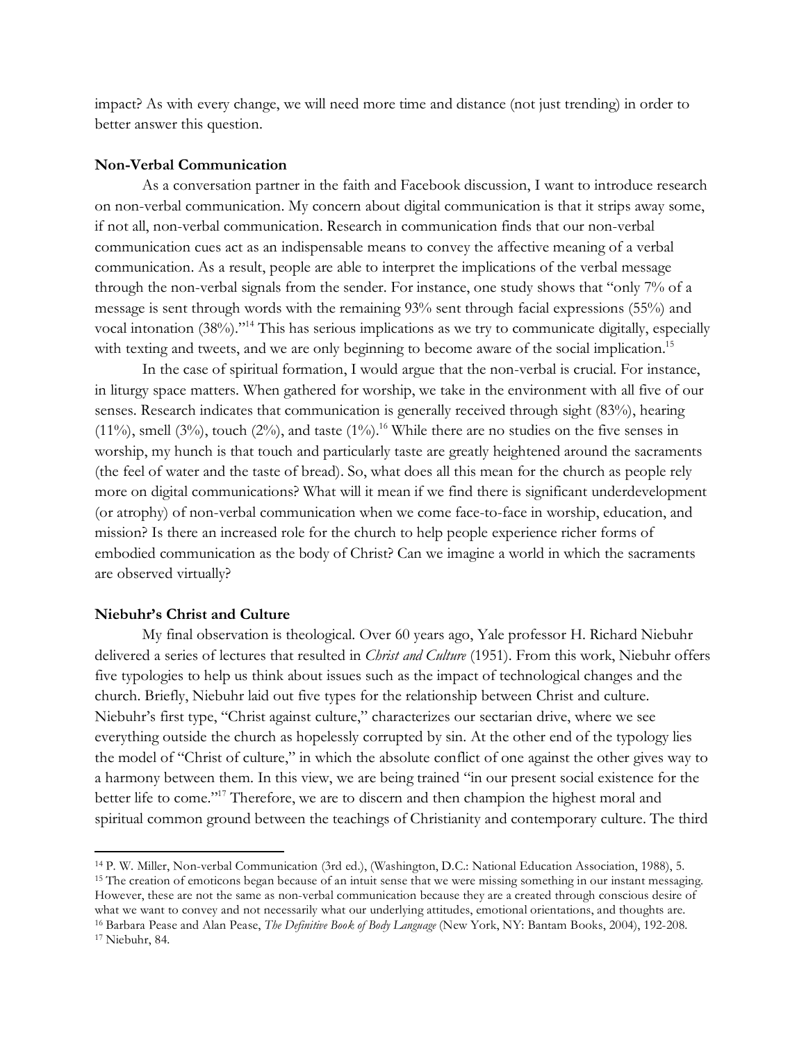impact? As with every change, we will need more time and distance (not just trending) in order to better answer this question.

**Non-Verbal Communication**

As a conversation partner in the faith and Facebook discussion, I want to introduce research on non-verbal communication. My concern about digital communication is that it strips away some, if not all, non-verbal communication. Research in communication finds that our non-verbal communication cues act as an indispensable means to convey the affective meaning of a verbal communication. As a result, people are able to interpret the implications of the verbal message through the non-verbal signals from the sender. For instance, one study shows that "only 7% of a message is sent through words with the remaining 93% sent through facial expressions (55%) and vocal intonation (38%)."[14] This has serious implications as we try to communicate digitally, especially with texting and tweets, and we are only beginning to become aware of the social implication.[15]

In the case of spiritual formation, I would argue that the non-verbal is crucial. For instance, in liturgy space matters. When gathered for worship, we take in the environment with all five of our senses. Research indicates that communication is generally received through sight (83%), hearing (11%), smell (3%), touch (2%), and taste (1%).[16] While there are no studies on the five senses in worship, my hunch is that touch and particularly taste are greatly heightened around the sacraments (the feel of water and the taste of bread). So, what does all this mean for the church as people rely more on digital communications? What will it mean if we find there is significant underdevelopment (or atrophy) of non-verbal communication when we come face-to-face in worship, education, and mission? Is there an increased role for the church to help people experience richer forms of embodied communication as the body of Christ? Can we imagine a world in which the sacraments are observed virtually?

**Niebuhr's Christ and Culture**

My final observation is theological. Over 60 years ago, Yale professor H. Richard Niebuhr delivered a series of lectures that resulted in *Christ and Culture* (1951). From this work, Niebuhr offers five typologies to help us think about issues such as the impact of technological changes and the church. Briefly, Niebuhr laid out five types for the relationship between Christ and culture. Niebuhr's first type, "Christ against culture," characterizes our sectarian drive, where we see everything outside the church as hopelessly corrupted by sin. At the other end of the typology lies the model of "Christ of culture," in which the absolute conflict of one against the other gives way to a harmony between them. In this view, we are being trained "in our present social existence for the better life to come."[17] Therefore, we are to discern and then champion the highest moral and spiritual common ground between the teachings of Christianity and contemporary culture. The third

---

[14] P. W. Miller, Non-verbal Communication (3rd ed.), (Washington, D.C.: National Education Association, 1988), 5.

[15] The creation of emoticons began because of an intuit sense that we were missing something in our instant messaging. However, these are not the same as non-verbal communication because they are a created through conscious desire of what we want to convey and not necessarily what our underlying attitudes, emotional orientations, and thoughts are.

[16] Barbara Pease and Alan Pease, *The Definitive Book of Body Language* (New York, NY: Bantam Books, 2004), 192-208.

[17] Niebuhr, 84.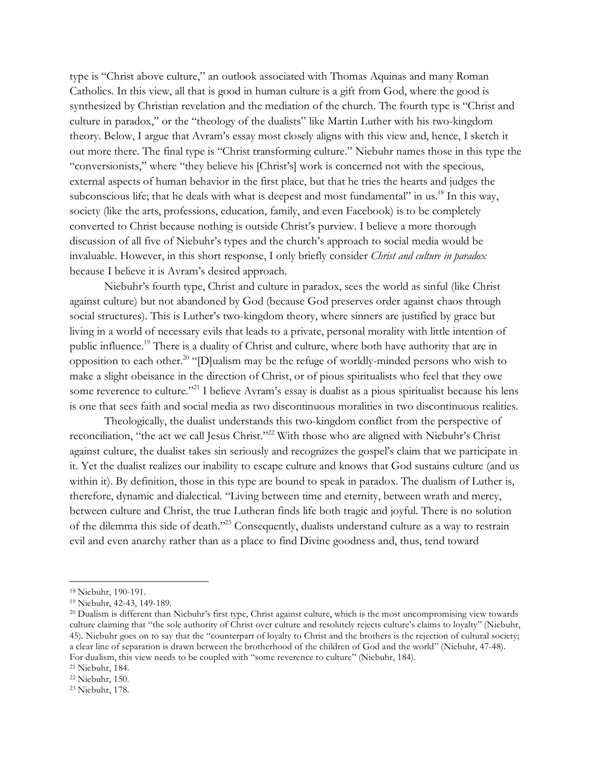type is "Christ above culture," an outlook associated with Thomas Aquinas and many Roman Catholics. In this view, all that is good in human culture is a gift from God, where the good is synthesized by Christian revelation and the mediation of the church. The fourth type is "Christ and culture in paradox," or the "theology of the dualists" like Martin Luther with his two-kingdom theory. Below, I argue that Avram's essay most closely aligns with this view and, hence, I sketch it out more there. The final type is "Christ transforming culture." Niebuhr names those in this type the "conversionists," where "they believe his [Christ's] work is concerned not with the specious, external aspects of human behavior in the first place, but that he tries the hearts and judges the subconscious life; that he deals with what is deepest and most fundamental" in us.[18] In this way, society (like the arts, professions, education, family, and even Facebook) is to be completely converted to Christ because nothing is outside Christ's purview. I believe a more thorough discussion of all five of Niebuhr's types and the church's approach to social media would be invaluable. However, in this short response, I only briefly consider *Christ and culture in paradox* because I believe it is Avram's desired approach.

Niebuhr's fourth type, Christ and culture in paradox, sees the world as sinful (like Christ against culture) but not abandoned by God (because God preserves order against chaos through social structures). This is Luther's two-kingdom theory, where sinners are justified by grace but living in a world of necessary evils that leads to a private, personal morality with little intention of public influence.[19] There is a duality of Christ and culture, where both have authority that are in opposition to each other.[20] "[D]ualism may be the refuge of worldly-minded persons who wish to make a slight obeisance in the direction of Christ, or of pious spiritualists who feel that they owe some reverence to culture."[21] I believe Avram's essay is dualist as a pious spiritualist because his lens is one that sees faith and social media as two discontinuous moralities in two discontinuous realities.

Theologically, the dualist understands this two-kingdom conflict from the perspective of reconciliation, "the act we call Jesus Christ."[22] With those who are aligned with Niebuhr's Christ against culture, the dualist takes sin seriously and recognizes the gospel's claim that we participate in it. Yet the dualist realizes our inability to escape culture and knows that God sustains culture (and us within it). By definition, those in this type are bound to speak in paradox. The dualism of Luther is, therefore, dynamic and dialectical. "Living between time and eternity, between wrath and mercy, between culture and Christ, the true Lutheran finds life both tragic and joyful. There is no solution of the dilemma this side of death."[23] Consequently, dualists understand culture as a way to restrain evil and even anarchy rather than as a place to find Divine goodness and, thus, tend toward

---

[18] Niebuhr, 190-191.

[19] Niebuhr, 42-43, 149-189.

[20] Dualism is different than Niebuhr's first type, Christ against culture, which is the most uncompromising view towards culture claiming that "the sole authority of Christ over culture and resolutely rejects culture's claims to loyalty" (Niebuhr, 45). Niebuhr goes on to say that the "counterpart of loyalty to Christ and the brothers is the rejection of cultural society; a clear line of separation is drawn between the brotherhood of the children of God and the world" (Niebuhr, 47-48). For dualism, this view needs to be coupled with "some reverence to culture" (Niebuhr, 184).

[21] Niebuhr, 184.

[22] Niebuhr, 150.

[23] Niebuhr, 178.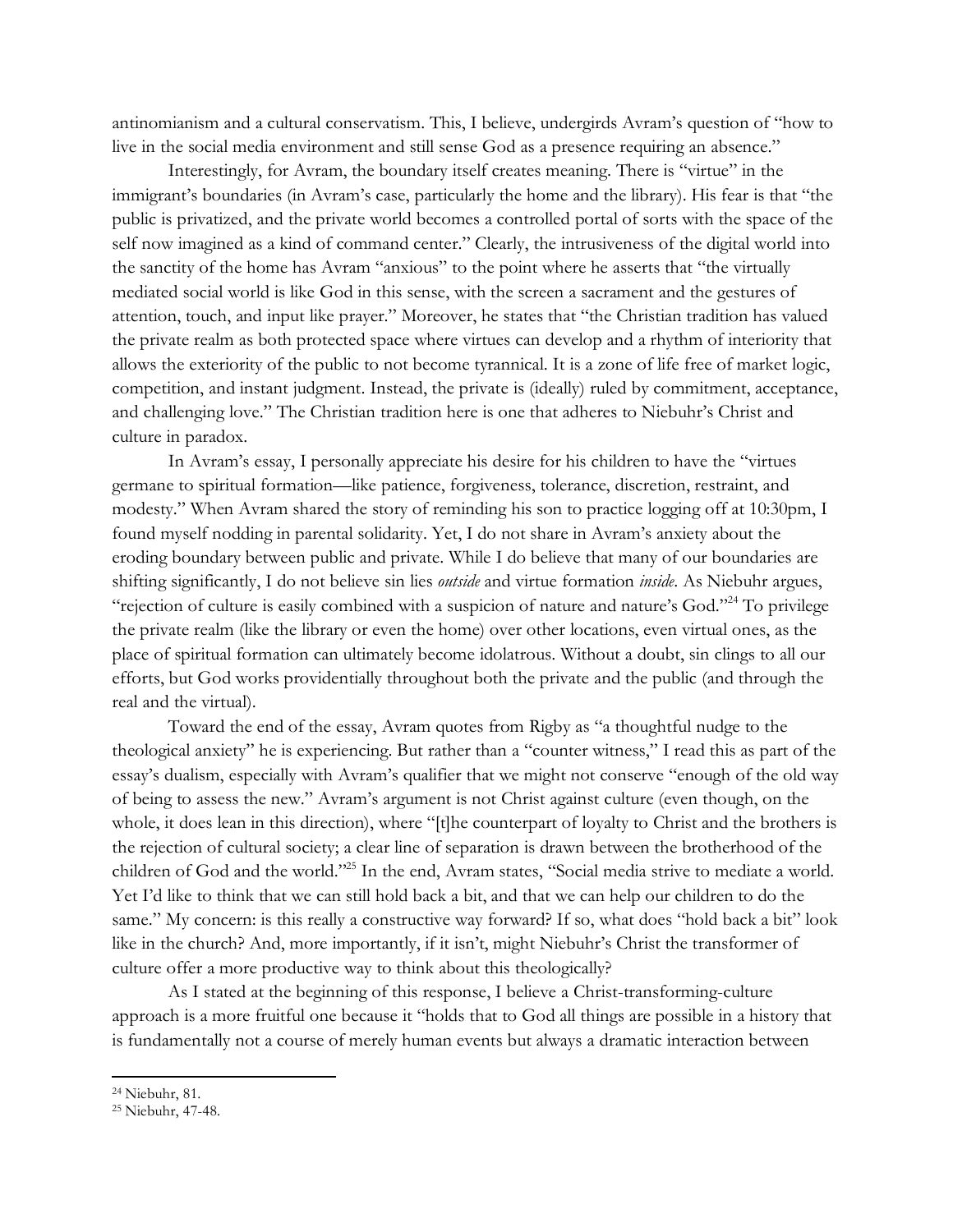antinomianism and a cultural conservatism. This, I believe, undergirds Avram's question of "how to live in the social media environment and still sense God as a presence requiring an absence."

Interestingly, for Avram, the boundary itself creates meaning. There is "virtue" in the immigrant's boundaries (in Avram's case, particularly the home and the library). His fear is that "the public is privatized, and the private world becomes a controlled portal of sorts with the space of the self now imagined as a kind of command center." Clearly, the intrusiveness of the digital world into the sanctity of the home has Avram "anxious" to the point where he asserts that "the virtually mediated social world is like God in this sense, with the screen a sacrament and the gestures of attention, touch, and input like prayer." Moreover, he states that "the Christian tradition has valued the private realm as both protected space where virtues can develop and a rhythm of interiority that allows the exteriority of the public to not become tyrannical. It is a zone of life free of market logic, competition, and instant judgment. Instead, the private is (ideally) ruled by commitment, acceptance, and challenging love." The Christian tradition here is one that adheres to Niebuhr's Christ and culture in paradox.

In Avram's essay, I personally appreciate his desire for his children to have the "virtues germane to spiritual formation—like patience, forgiveness, tolerance, discretion, restraint, and modesty." When Avram shared the story of reminding his son to practice logging off at 10:30pm, I found myself nodding in parental solidarity. Yet, I do not share in Avram's anxiety about the eroding boundary between public and private. While I do believe that many of our boundaries are shifting significantly, I do not believe sin lies *outside* and virtue formation *inside*. As Niebuhr argues, "rejection of culture is easily combined with a suspicion of nature and nature's God."[24] To privilege the private realm (like the library or even the home) over other locations, even virtual ones, as the place of spiritual formation can ultimately become idolatrous. Without a doubt, sin clings to all our efforts, but God works providentially throughout both the private and the public (and through the real and the virtual).

Toward the end of the essay, Avram quotes from Rigby as "a thoughtful nudge to the theological anxiety" he is experiencing. But rather than a "counter witness," I read this as part of the essay's dualism, especially with Avram's qualifier that we might not conserve "enough of the old way of being to assess the new." Avram's argument is not Christ against culture (even though, on the whole, it does lean in this direction), where "[t]he counterpart of loyalty to Christ and the brothers is the rejection of cultural society; a clear line of separation is drawn between the brotherhood of the children of God and the world."[25] In the end, Avram states, "Social media strive to mediate a world. Yet I'd like to think that we can still hold back a bit, and that we can help our children to do the same." My concern: is this really a constructive way forward? If so, what does "hold back a bit" look like in the church? And, more importantly, if it isn't, might Niebuhr's Christ the transformer of culture offer a more productive way to think about this theologically?

As I stated at the beginning of this response, I believe a Christ-transforming-culture approach is a more fruitful one because it "holds that to God all things are possible in a history that is fundamentally not a course of merely human events but always a dramatic interaction between

---

[24] Niebuhr, 81.

[25] Niebuhr, 47-48.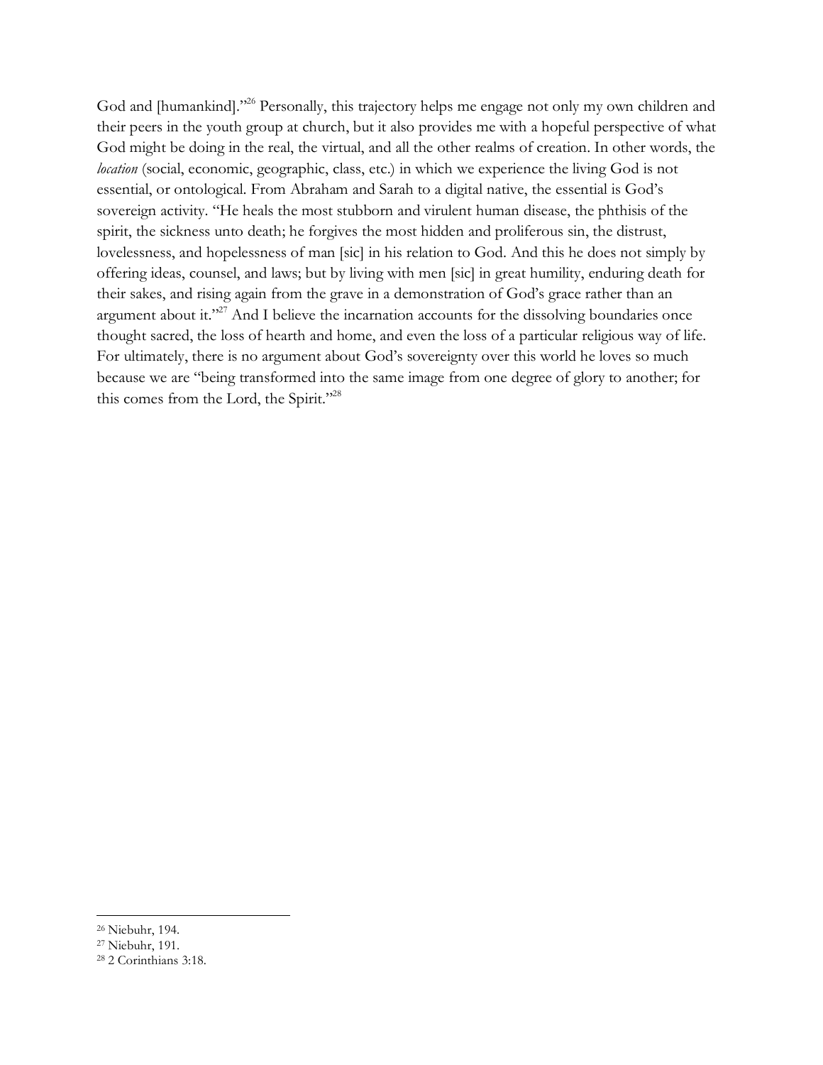God and [humankind]."[26] Personally, this trajectory helps me engage not only my own children and their peers in the youth group at church, but it also provides me with a hopeful perspective of what God might be doing in the real, the virtual, and all the other realms of creation. In other words, the *location* (social, economic, geographic, class, etc.) in which we experience the living God is not essential, or ontological. From Abraham and Sarah to a digital native, the essential is God's sovereign activity. "He heals the most stubborn and virulent human disease, the phthisis of the spirit, the sickness unto death; he forgives the most hidden and proliferous sin, the distrust, lovelessness, and hopelessness of man [sic] in his relation to God. And this he does not simply by offering ideas, counsel, and laws; but by living with men [sic] in great humility, enduring death for their sakes, and rising again from the grave in a demonstration of God's grace rather than an argument about it."[27] And I believe the incarnation accounts for the dissolving boundaries once thought sacred, the loss of hearth and home, and even the loss of a particular religious way of life. For ultimately, there is no argument about God's sovereignty over this world he loves so much because we are "being transformed into the same image from one degree of glory to another; for this comes from the Lord, the Spirit."[28]

---

[26] Niebuhr, 194.

[27] Niebuhr, 191.

[28] 2 Corinthians 3:18.